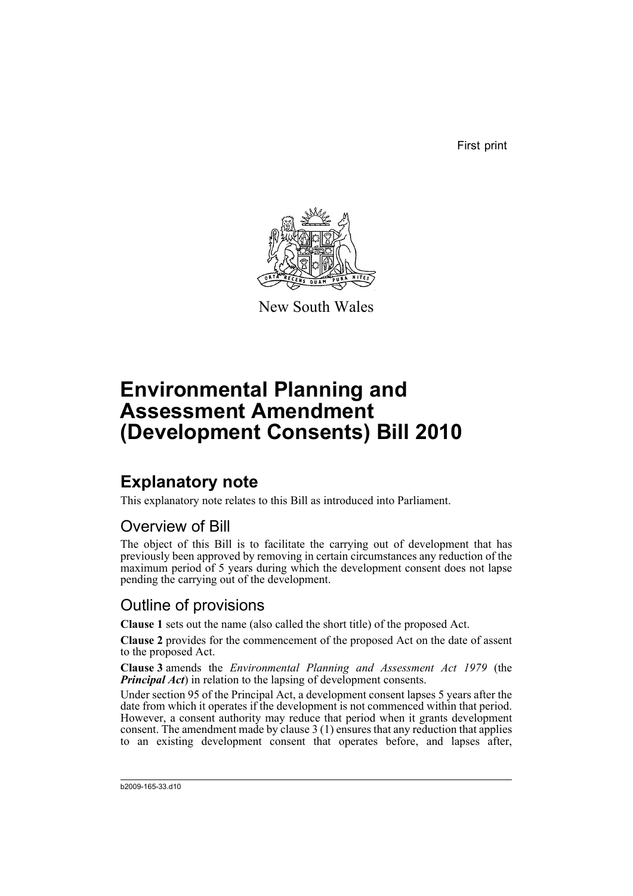First print

New South Wales

# Environmental Planning and Assessment Amendment (Development Consents) Bill 2010

## Explanatory note

This explanatory note relates to this Bill as introduced into Parliament.

### Overview of Bill

The object of this Bill is to facilitate the carrying out of development that has previously been approved by removing in certain circumstances any reduction of the maximum period of 5 years during which the development consent does not lapse pending the carrying out of the development.

### Outline of provisions

**Clause 1** sets out the name (also called the short title) of the proposed Act.

**Clause 2** provides for the commencement of the proposed Act on the date of assent to the proposed Act.

**Clause 3** amends the *Environmental Planning and Assessment Act 1979* (the ***Principal Act***) in relation to the lapsing of development consents.

Under section 95 of the Principal Act, a development consent lapses 5 years after the date from which it operates if the development is not commenced within that period. However, a consent authority may reduce that period when it grants development consent. The amendment made by clause 3 (1) ensures that any reduction that applies to an existing development consent that operates before, and lapses after,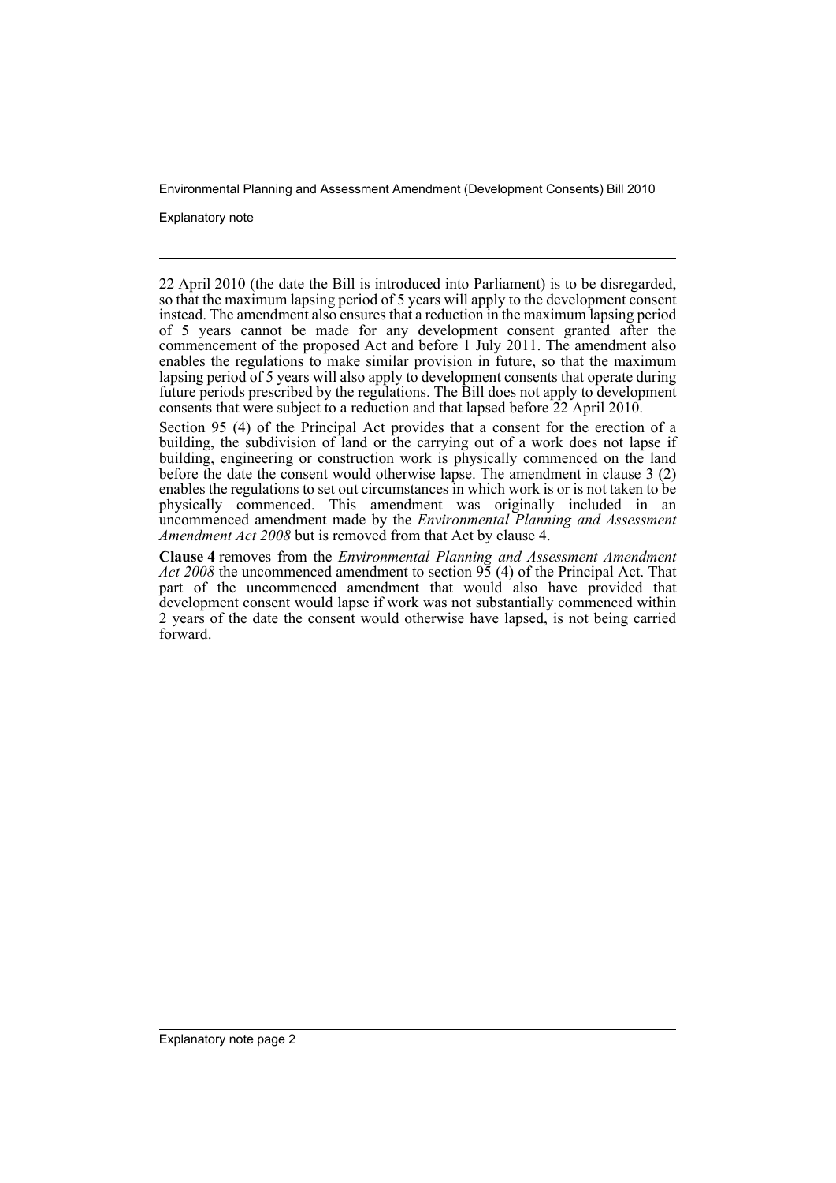22 April 2010 (the date the Bill is introduced into Parliament) is to be disregarded, so that the maximum lapsing period of 5 years will apply to the development consent instead. The amendment also ensures that a reduction in the maximum lapsing period of 5 years cannot be made for any development consent granted after the commencement of the proposed Act and before 1 July 2011. The amendment also enables the regulations to make similar provision in future, so that the maximum lapsing period of 5 years will also apply to development consents that operate during future periods prescribed by the regulations. The Bill does not apply to development consents that were subject to a reduction and that lapsed before 22 April 2010.

Section 95 (4) of the Principal Act provides that a consent for the erection of a building, the subdivision of land or the carrying out of a work does not lapse if building, engineering or construction work is physically commenced on the land before the date the consent would otherwise lapse. The amendment in clause 3 (2) enables the regulations to set out circumstances in which work is or is not taken to be physically commenced. This amendment was originally included in an uncommenced amendment made by the *Environmental Planning and Assessment Amendment Act 2008* but is removed from that Act by clause 4.

**Clause 4** removes from the *Environmental Planning and Assessment Amendment Act 2008* the uncommenced amendment to section 95 (4) of the Principal Act. That part of the uncommenced amendment that would also have provided that development consent would lapse if work was not substantially commenced within 2 years of the date the consent would otherwise have lapsed, is not being carried forward.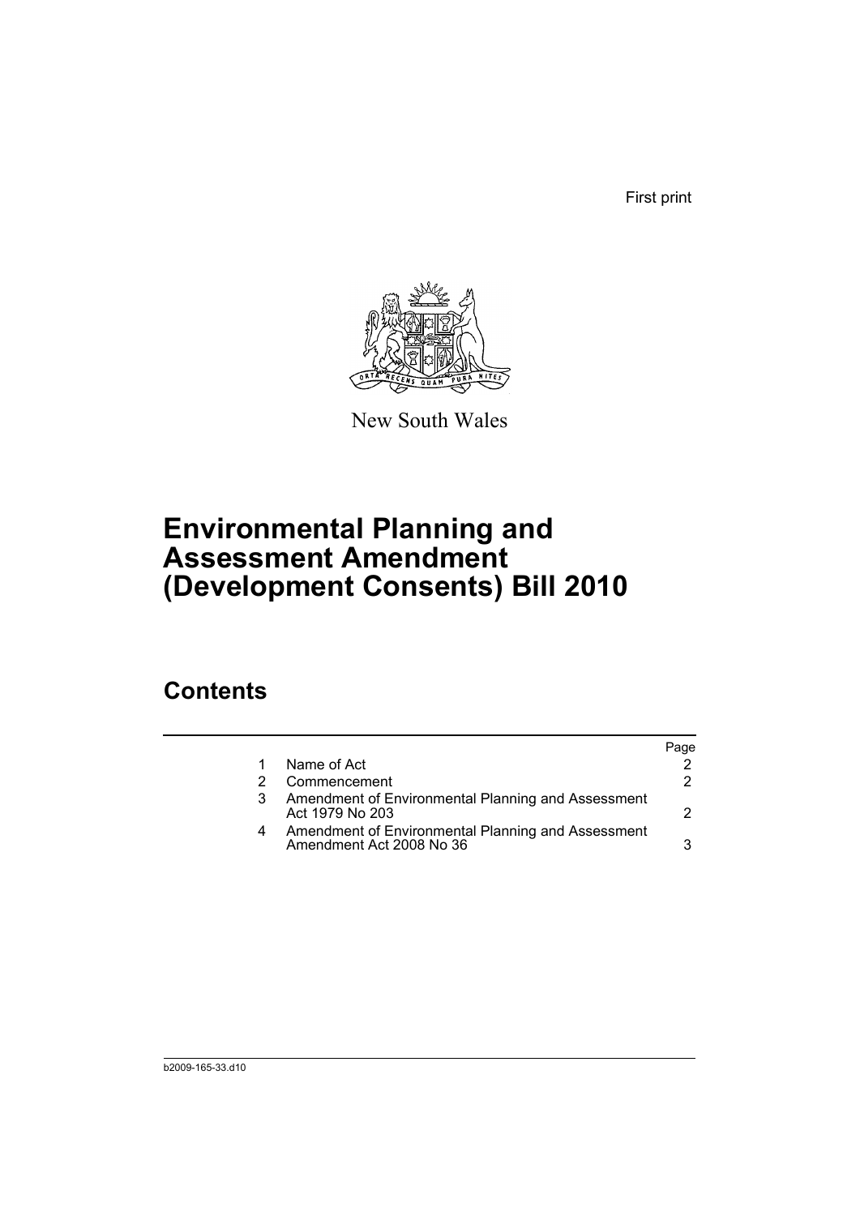First print

New South Wales

# Environmental Planning and Assessment Amendment (Development Consents) Bill 2010

## Contents

| | | Page |
|---|---|---|
| 1 | Name of Act | 2 |
| 2 | Commencement | 2 |
| 3 | Amendment of Environmental Planning and Assessment Act 1979 No 203 | 2 |
| 4 | Amendment of Environmental Planning and Assessment Amendment Act 2008 No 36 | 3 |

b2009-165-33.d10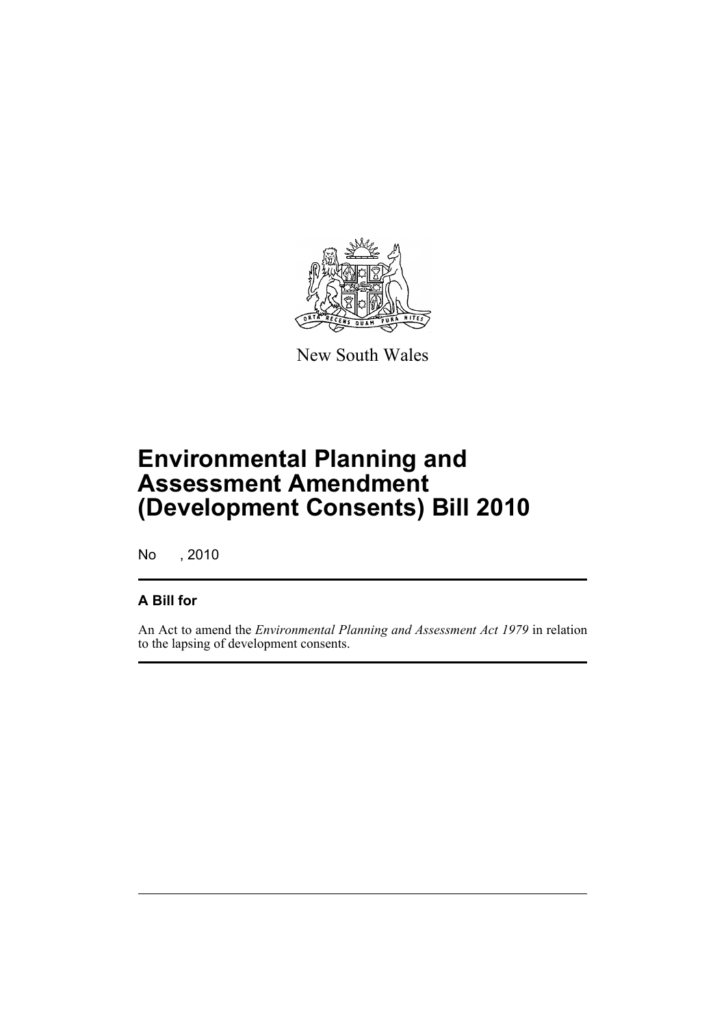New South Wales

# Environmental Planning and Assessment Amendment (Development Consents) Bill 2010

No , 2010

## A Bill for

An Act to amend the *Environmental Planning and Assessment Act 1979* in relation to the lapsing of development consents.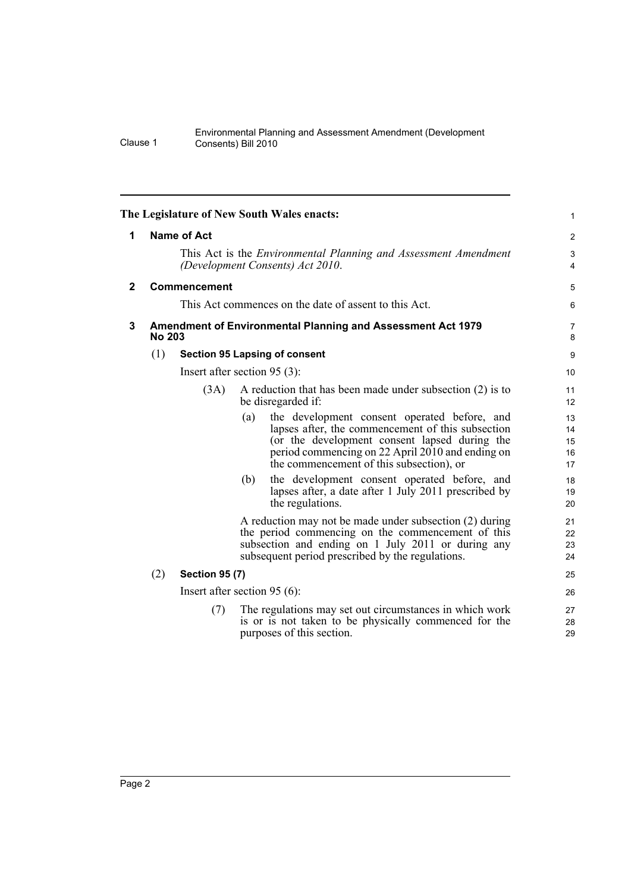The Legislature of New South Wales enacts:

## 1 Name of Act

This Act is the *Environmental Planning and Assessment Amendment (Development Consents) Act 2010*.

## 2 Commencement

This Act commences on the date of assent to this Act.

## 3 Amendment of Environmental Planning and Assessment Act 1979 No 203

### (1) Section 95 Lapsing of consent

Insert after section 95 (3):

(3A) A reduction that has been made under subsection (2) is to be disregarded if:

(a) the development consent operated before, and lapses after, the commencement of this subsection (or the development consent lapsed during the period commencing on 22 April 2010 and ending on the commencement of this subsection), or

(b) the development consent operated before, and lapses after, a date after 1 July 2011 prescribed by the regulations.

A reduction may not be made under subsection (2) during the period commencing on the commencement of this subsection and ending on 1 July 2011 or during any subsequent period prescribed by the regulations.

### (2) Section 95 (7)

Insert after section 95 (6):

(7) The regulations may set out circumstances in which work is or is not taken to be physically commenced for the purposes of this section.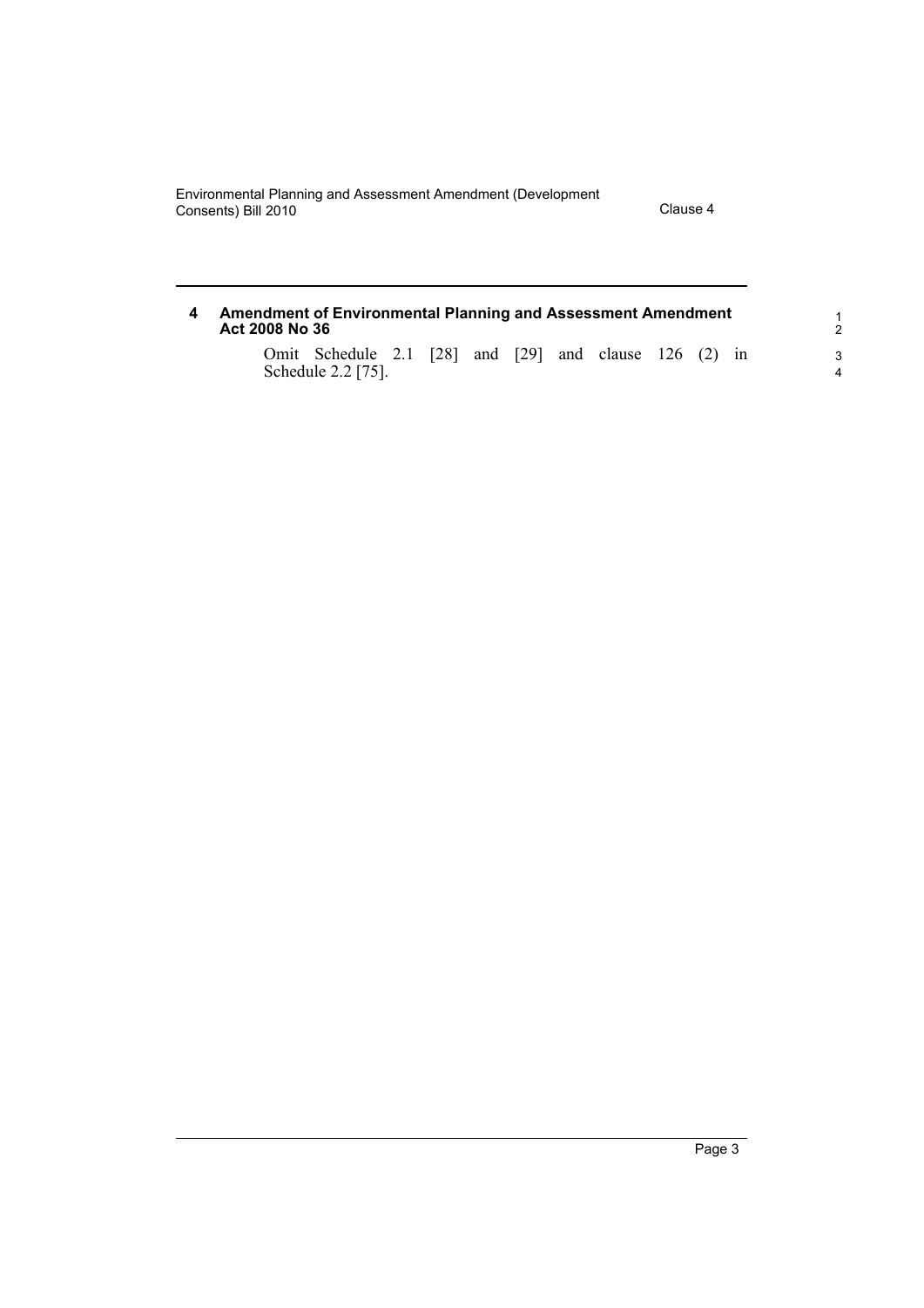## 4 Amendment of Environmental Planning and Assessment Amendment Act 2008 No 36

Omit Schedule 2.1 [28] and [29] and clause 126 (2) in Schedule 2.2 [75].